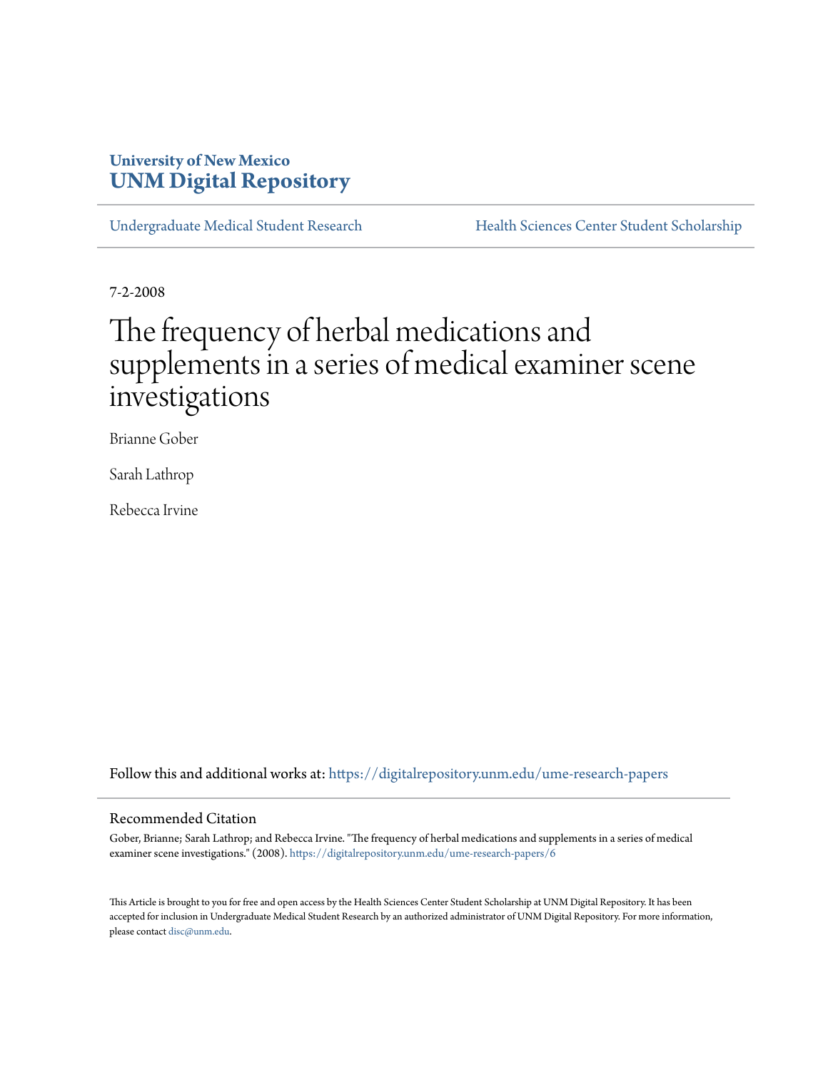University of New Mexico
**UNM Digital Repository**

Undergraduate Medical Student Research | Health Sciences Center Student Scholarship

7-2-2008

# The frequency of herbal medications and supplements in a series of medical examiner scene investigations

Brianne Gober

Sarah Lathrop

Rebecca Irvine

Follow this and additional works at: https://digitalrepository.unm.edu/ume-research-papers

## Recommended Citation

Gober, Brianne; Sarah Lathrop; and Rebecca Irvine. "The frequency of herbal medications and supplements in a series of medical examiner scene investigations." (2008). https://digitalrepository.unm.edu/ume-research-papers/6

This Article is brought to you for free and open access by the Health Sciences Center Student Scholarship at UNM Digital Repository. It has been accepted for inclusion in Undergraduate Medical Student Research by an authorized administrator of UNM Digital Repository. For more information, please contact disc@unm.edu.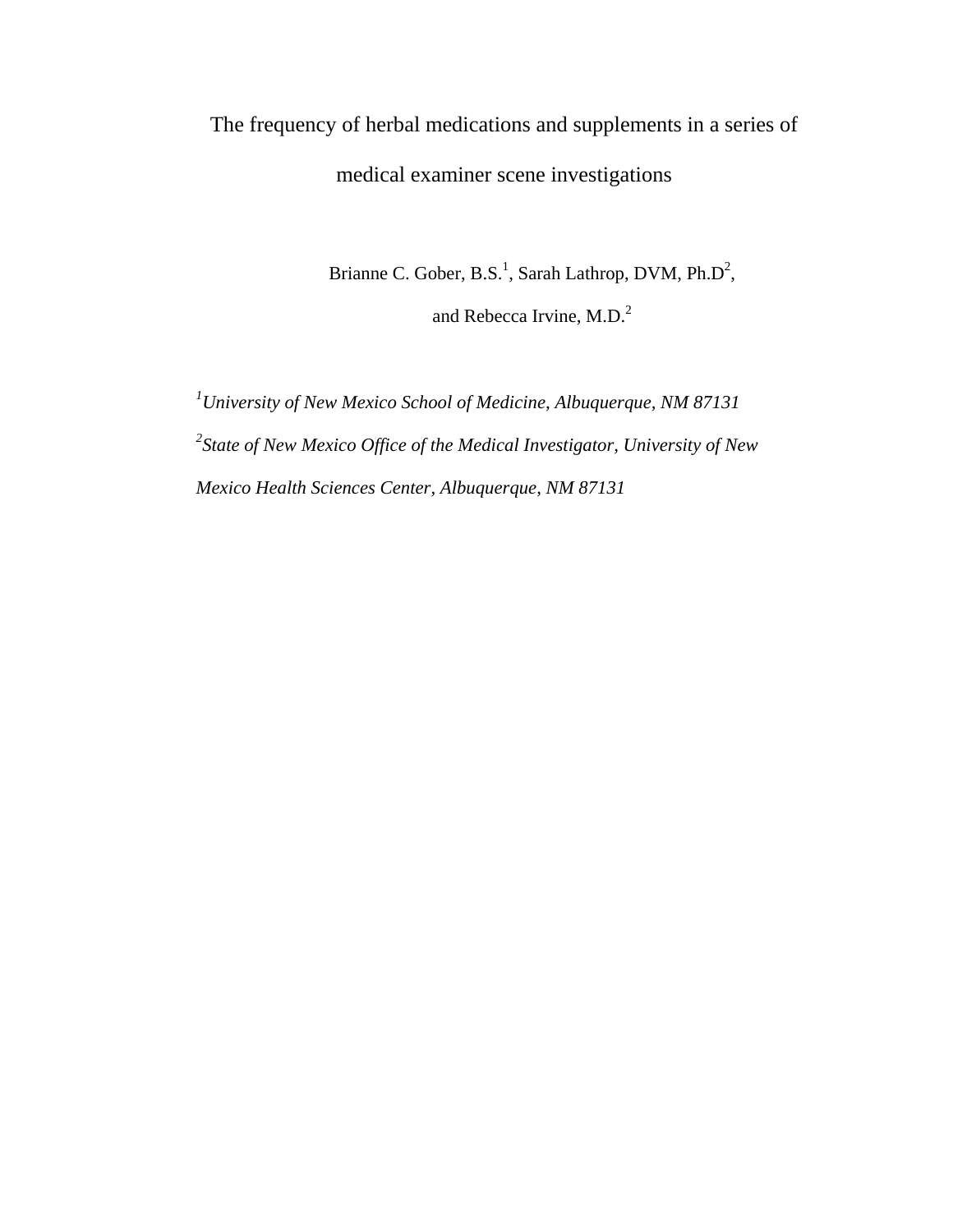# The frequency of herbal medications and supplements in a series of medical examiner scene investigations

Brianne C. Gober, B.S.[1], Sarah Lathrop, DVM, Ph.D[2], and Rebecca Irvine, M.D.[2]

[1]*University of New Mexico School of Medicine, Albuquerque, NM 87131*

[2]*State of New Mexico Office of the Medical Investigator, University of New Mexico Health Sciences Center, Albuquerque, NM 87131*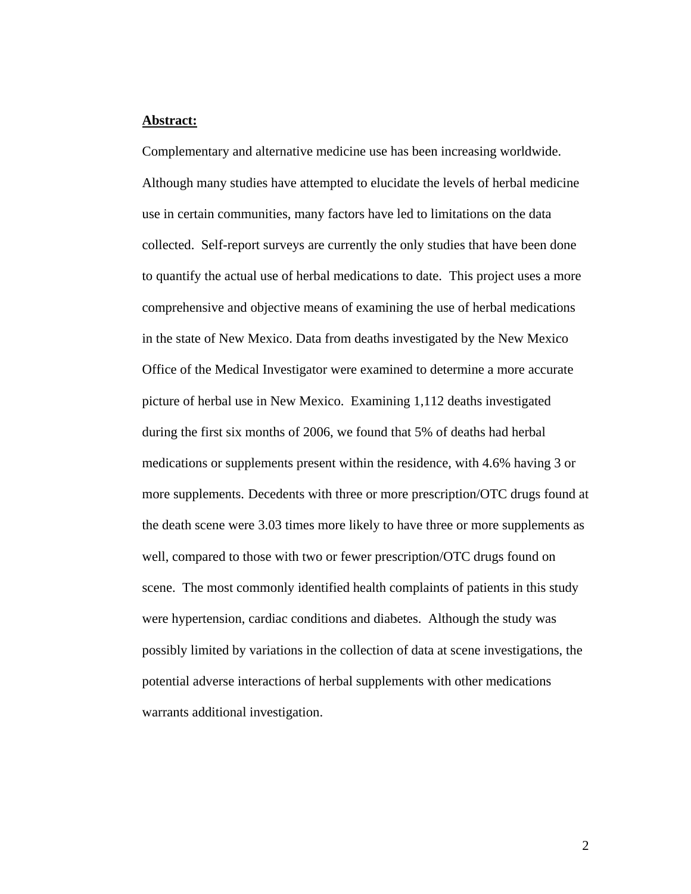**Abstract:**

Complementary and alternative medicine use has been increasing worldwide. Although many studies have attempted to elucidate the levels of herbal medicine use in certain communities, many factors have led to limitations on the data collected. Self-report surveys are currently the only studies that have been done to quantify the actual use of herbal medications to date. This project uses a more comprehensive and objective means of examining the use of herbal medications in the state of New Mexico. Data from deaths investigated by the New Mexico Office of the Medical Investigator were examined to determine a more accurate picture of herbal use in New Mexico. Examining 1,112 deaths investigated during the first six months of 2006, we found that 5% of deaths had herbal medications or supplements present within the residence, with 4.6% having 3 or more supplements. Decedents with three or more prescription/OTC drugs found at the death scene were 3.03 times more likely to have three or more supplements as well, compared to those with two or fewer prescription/OTC drugs found on scene. The most commonly identified health complaints of patients in this study were hypertension, cardiac conditions and diabetes. Although the study was possibly limited by variations in the collection of data at scene investigations, the potential adverse interactions of herbal supplements with other medications warrants additional investigation.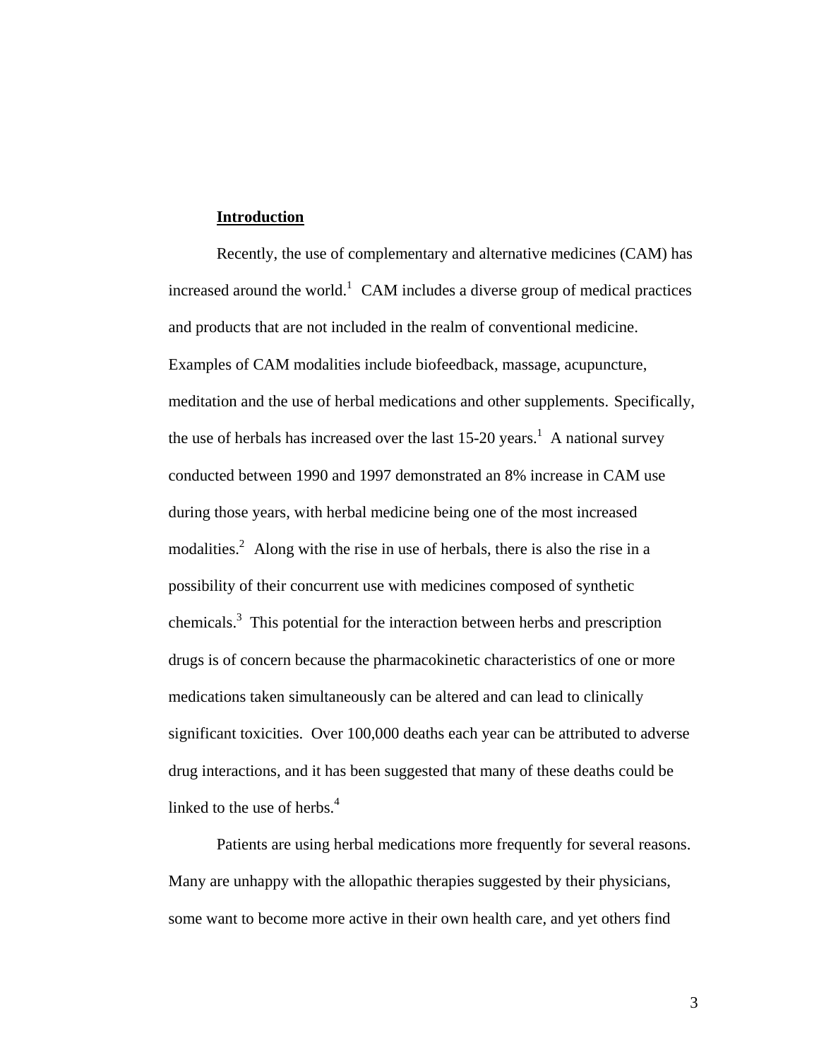## Introduction

Recently, the use of complementary and alternative medicines (CAM) has increased around the world.[1] CAM includes a diverse group of medical practices and products that are not included in the realm of conventional medicine. Examples of CAM modalities include biofeedback, massage, acupuncture, meditation and the use of herbal medications and other supplements. Specifically, the use of herbals has increased over the last 15-20 years.[1] A national survey conducted between 1990 and 1997 demonstrated an 8% increase in CAM use during those years, with herbal medicine being one of the most increased modalities.[2] Along with the rise in use of herbals, there is also the rise in a possibility of their concurrent use with medicines composed of synthetic chemicals.[3] This potential for the interaction between herbs and prescription drugs is of concern because the pharmacokinetic characteristics of one or more medications taken simultaneously can be altered and can lead to clinically significant toxicities. Over 100,000 deaths each year can be attributed to adverse drug interactions, and it has been suggested that many of these deaths could be linked to the use of herbs.[4]

Patients are using herbal medications more frequently for several reasons. Many are unhappy with the allopathic therapies suggested by their physicians, some want to become more active in their own health care, and yet others find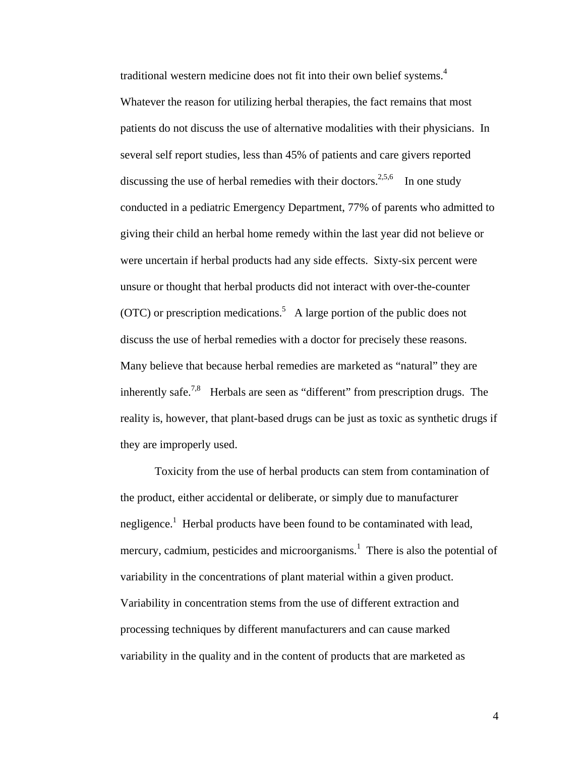traditional western medicine does not fit into their own belief systems.[4] Whatever the reason for utilizing herbal therapies, the fact remains that most patients do not discuss the use of alternative modalities with their physicians. In several self report studies, less than 45% of patients and care givers reported discussing the use of herbal remedies with their doctors.[2,5,6] In one study conducted in a pediatric Emergency Department, 77% of parents who admitted to giving their child an herbal home remedy within the last year did not believe or were uncertain if herbal products had any side effects. Sixty-six percent were unsure or thought that herbal products did not interact with over-the-counter (OTC) or prescription medications.[5] A large portion of the public does not discuss the use of herbal remedies with a doctor for precisely these reasons. Many believe that because herbal remedies are marketed as "natural" they are inherently safe.[7,8] Herbals are seen as "different" from prescription drugs. The reality is, however, that plant-based drugs can be just as toxic as synthetic drugs if they are improperly used.

Toxicity from the use of herbal products can stem from contamination of the product, either accidental or deliberate, or simply due to manufacturer negligence.[1] Herbal products have been found to be contaminated with lead, mercury, cadmium, pesticides and microorganisms.[1] There is also the potential of variability in the concentrations of plant material within a given product. Variability in concentration stems from the use of different extraction and processing techniques by different manufacturers and can cause marked variability in the quality and in the content of products that are marketed as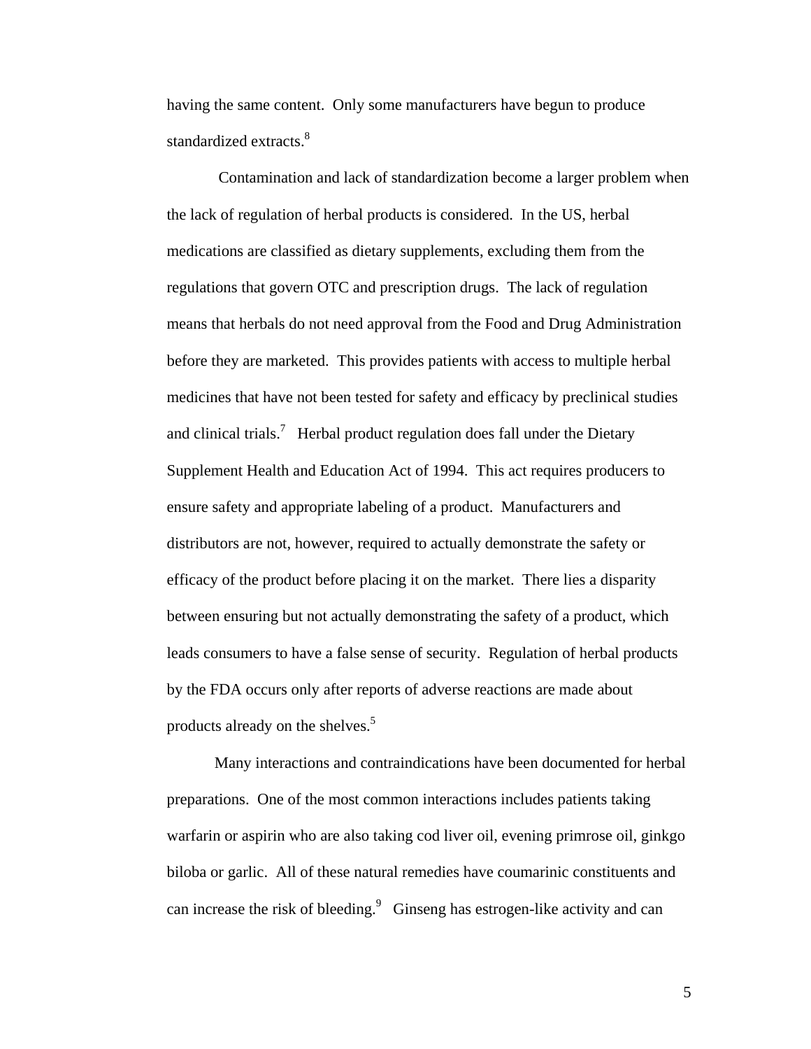having the same content. Only some manufacturers have begun to produce standardized extracts.[8]

Contamination and lack of standardization become a larger problem when the lack of regulation of herbal products is considered. In the US, herbal medications are classified as dietary supplements, excluding them from the regulations that govern OTC and prescription drugs. The lack of regulation means that herbals do not need approval from the Food and Drug Administration before they are marketed. This provides patients with access to multiple herbal medicines that have not been tested for safety and efficacy by preclinical studies and clinical trials.[7] Herbal product regulation does fall under the Dietary Supplement Health and Education Act of 1994. This act requires producers to ensure safety and appropriate labeling of a product. Manufacturers and distributors are not, however, required to actually demonstrate the safety or efficacy of the product before placing it on the market. There lies a disparity between ensuring but not actually demonstrating the safety of a product, which leads consumers to have a false sense of security. Regulation of herbal products by the FDA occurs only after reports of adverse reactions are made about products already on the shelves.[5]

Many interactions and contraindications have been documented for herbal preparations. One of the most common interactions includes patients taking warfarin or aspirin who are also taking cod liver oil, evening primrose oil, ginkgo biloba or garlic. All of these natural remedies have coumarinic constituents and can increase the risk of bleeding.[9] Ginseng has estrogen-like activity and can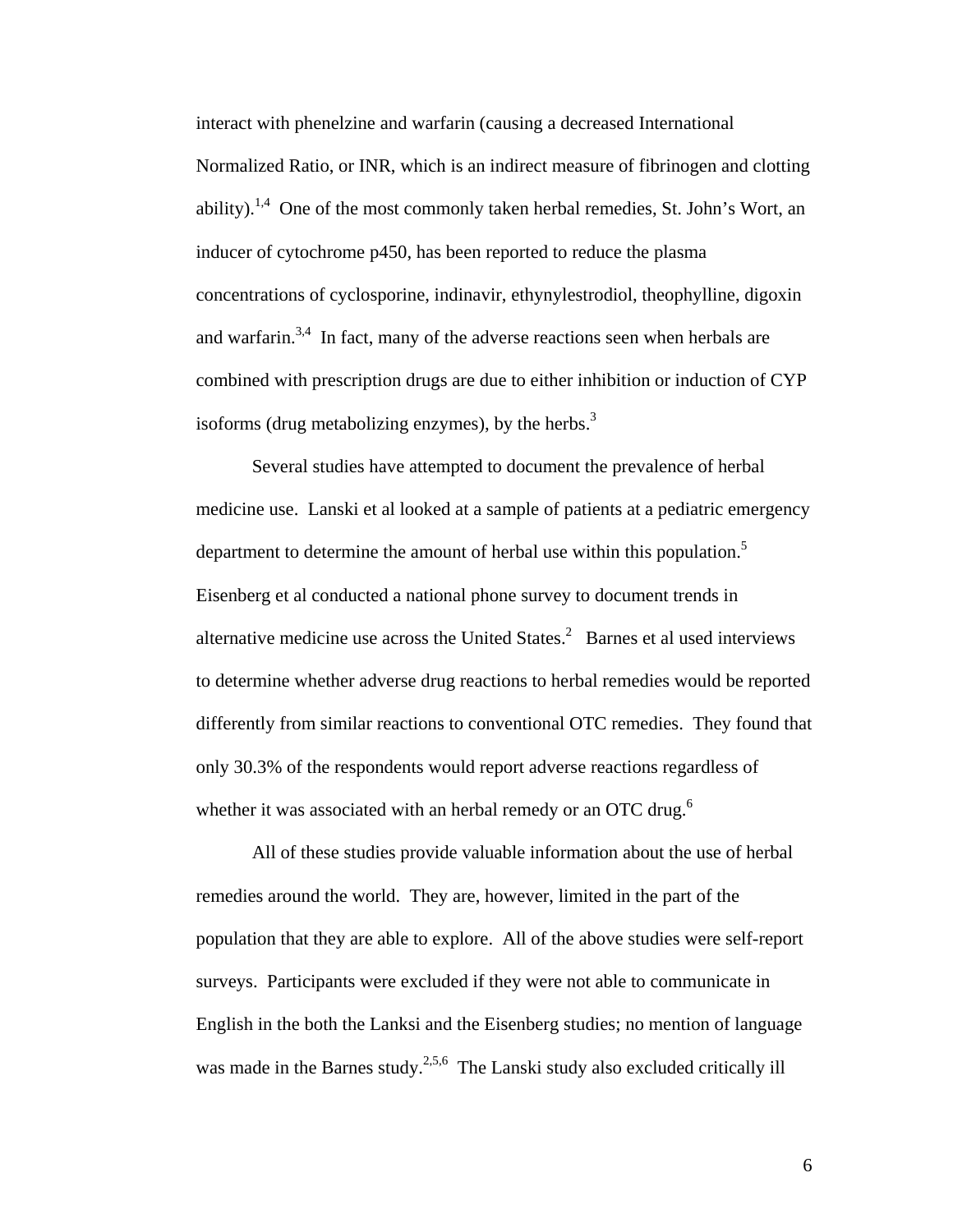interact with phenelzine and warfarin (causing a decreased International Normalized Ratio, or INR, which is an indirect measure of fibrinogen and clotting ability).[1,4] One of the most commonly taken herbal remedies, St. John's Wort, an inducer of cytochrome p450, has been reported to reduce the plasma concentrations of cyclosporine, indinavir, ethynylestrodiol, theophylline, digoxin and warfarin.[3,4] In fact, many of the adverse reactions seen when herbals are combined with prescription drugs are due to either inhibition or induction of CYP isoforms (drug metabolizing enzymes), by the herbs.[3]

Several studies have attempted to document the prevalence of herbal medicine use. Lanski et al looked at a sample of patients at a pediatric emergency department to determine the amount of herbal use within this population.[5] Eisenberg et al conducted a national phone survey to document trends in alternative medicine use across the United States.[2] Barnes et al used interviews to determine whether adverse drug reactions to herbal remedies would be reported differently from similar reactions to conventional OTC remedies. They found that only 30.3% of the respondents would report adverse reactions regardless of whether it was associated with an herbal remedy or an OTC drug.[6]

All of these studies provide valuable information about the use of herbal remedies around the world. They are, however, limited in the part of the population that they are able to explore. All of the above studies were self-report surveys. Participants were excluded if they were not able to communicate in English in the both the Lanksi and the Eisenberg studies; no mention of language was made in the Barnes study.[2,5,6] The Lanski study also excluded critically ill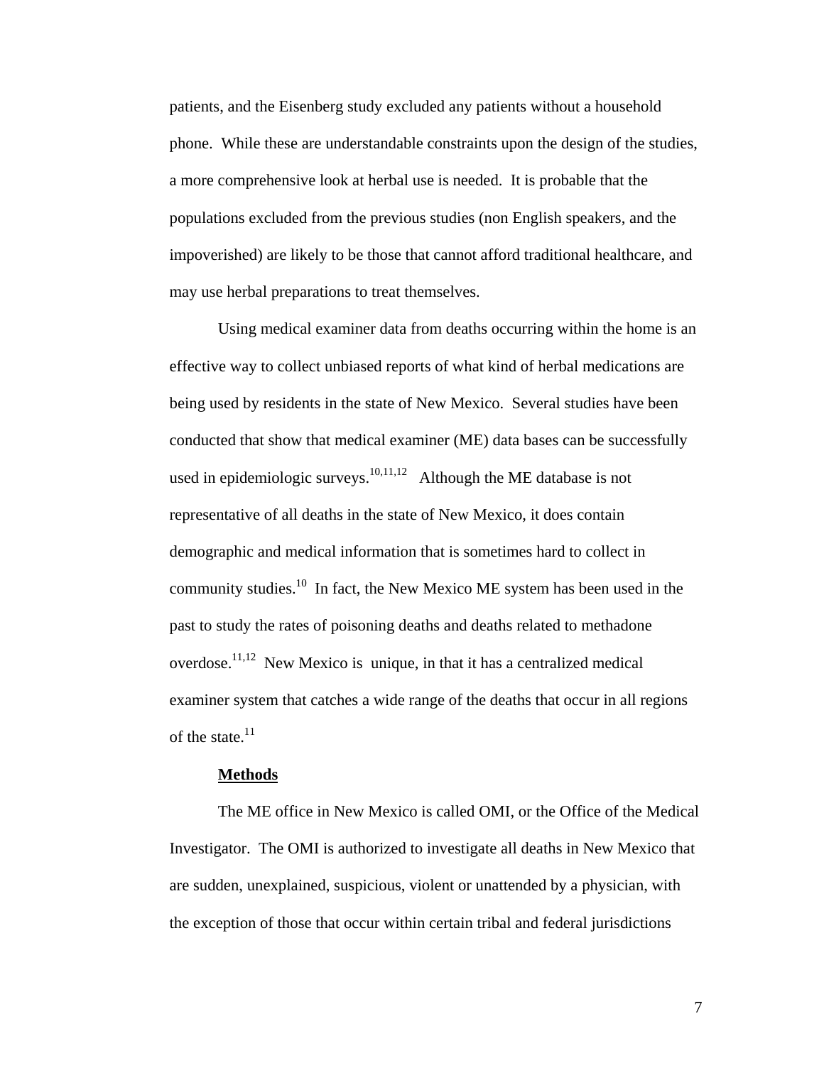patients, and the Eisenberg study excluded any patients without a household phone. While these are understandable constraints upon the design of the studies, a more comprehensive look at herbal use is needed. It is probable that the populations excluded from the previous studies (non English speakers, and the impoverished) are likely to be those that cannot afford traditional healthcare, and may use herbal preparations to treat themselves.

Using medical examiner data from deaths occurring within the home is an effective way to collect unbiased reports of what kind of herbal medications are being used by residents in the state of New Mexico. Several studies have been conducted that show that medical examiner (ME) data bases can be successfully used in epidemiologic surveys.[10,11,12] Although the ME database is not representative of all deaths in the state of New Mexico, it does contain demographic and medical information that is sometimes hard to collect in community studies.[10] In fact, the New Mexico ME system has been used in the past to study the rates of poisoning deaths and deaths related to methadone overdose.[11,12] New Mexico is unique, in that it has a centralized medical examiner system that catches a wide range of the deaths that occur in all regions of the state.[11]

## Methods

The ME office in New Mexico is called OMI, or the Office of the Medical Investigator. The OMI is authorized to investigate all deaths in New Mexico that are sudden, unexplained, suspicious, violent or unattended by a physician, with the exception of those that occur within certain tribal and federal jurisdictions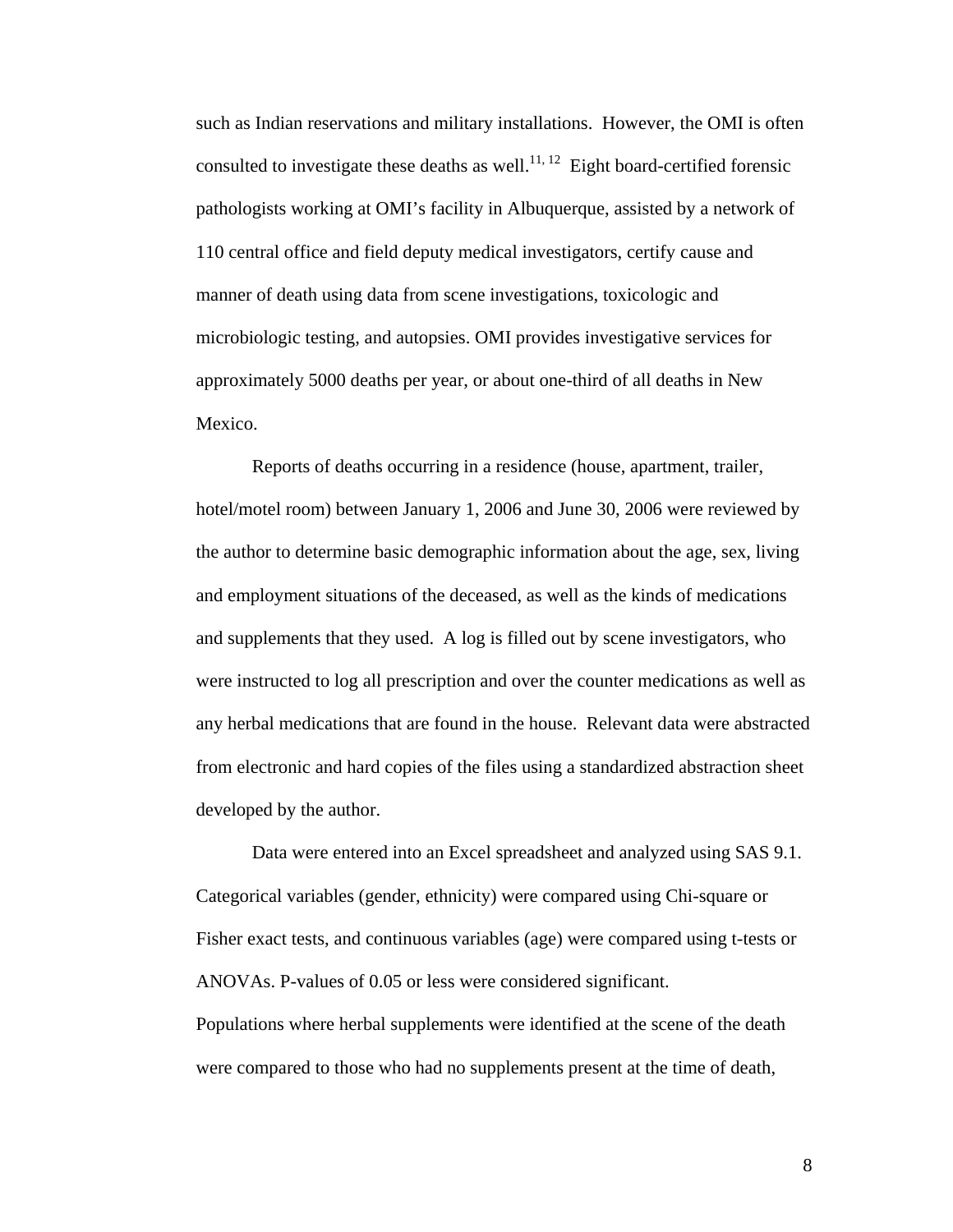such as Indian reservations and military installations. However, the OMI is often consulted to investigate these deaths as well.[11, 12] Eight board-certified forensic pathologists working at OMI's facility in Albuquerque, assisted by a network of 110 central office and field deputy medical investigators, certify cause and manner of death using data from scene investigations, toxicologic and microbiologic testing, and autopsies. OMI provides investigative services for approximately 5000 deaths per year, or about one-third of all deaths in New Mexico.

Reports of deaths occurring in a residence (house, apartment, trailer, hotel/motel room) between January 1, 2006 and June 30, 2006 were reviewed by the author to determine basic demographic information about the age, sex, living and employment situations of the deceased, as well as the kinds of medications and supplements that they used. A log is filled out by scene investigators, who were instructed to log all prescription and over the counter medications as well as any herbal medications that are found in the house. Relevant data were abstracted from electronic and hard copies of the files using a standardized abstraction sheet developed by the author.

Data were entered into an Excel spreadsheet and analyzed using SAS 9.1. Categorical variables (gender, ethnicity) were compared using Chi-square or Fisher exact tests, and continuous variables (age) were compared using t-tests or ANOVAs. P-values of 0.05 or less were considered significant.

Populations where herbal supplements were identified at the scene of the death were compared to those who had no supplements present at the time of death,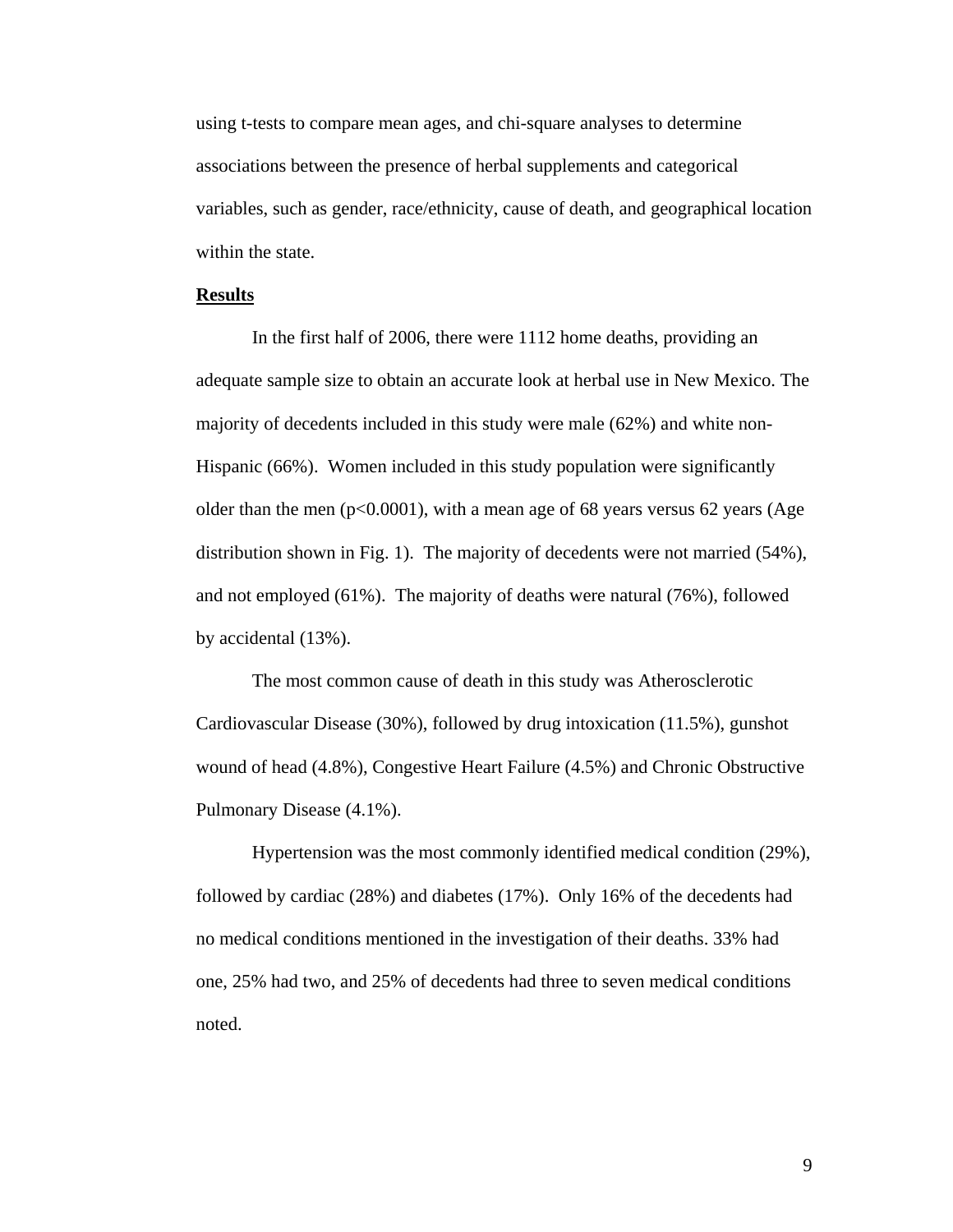using t-tests to compare mean ages, and chi-square analyses to determine associations between the presence of herbal supplements and categorical variables, such as gender, race/ethnicity, cause of death, and geographical location within the state.

**Results**

In the first half of 2006, there were 1112 home deaths, providing an adequate sample size to obtain an accurate look at herbal use in New Mexico. The majority of decedents included in this study were male (62%) and white non-Hispanic (66%). Women included in this study population were significantly older than the men ($p<0.0001$), with a mean age of 68 years versus 62 years (Age distribution shown in Fig. 1). The majority of decedents were not married (54%), and not employed (61%). The majority of deaths were natural (76%), followed by accidental (13%).

The most common cause of death in this study was Atherosclerotic Cardiovascular Disease (30%), followed by drug intoxication (11.5%), gunshot wound of head (4.8%), Congestive Heart Failure (4.5%) and Chronic Obstructive Pulmonary Disease (4.1%).

Hypertension was the most commonly identified medical condition (29%), followed by cardiac (28%) and diabetes (17%). Only 16% of the decedents had no medical conditions mentioned in the investigation of their deaths. 33% had one, 25% had two, and 25% of decedents had three to seven medical conditions noted.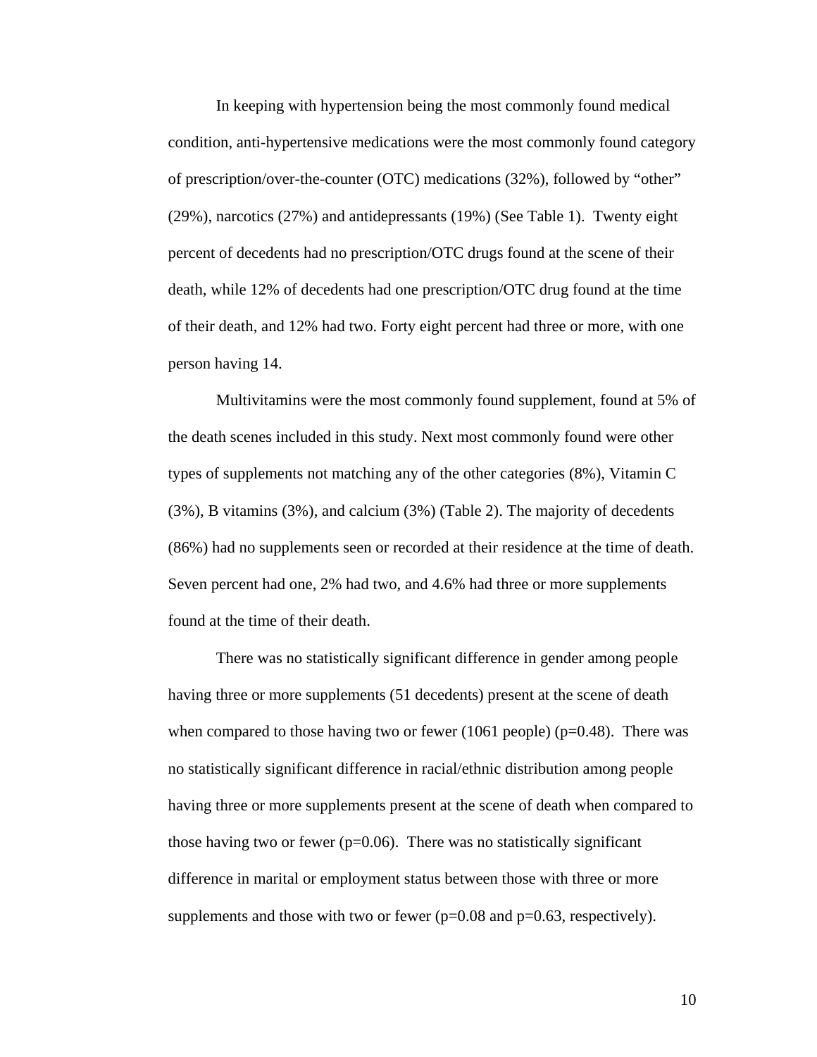In keeping with hypertension being the most commonly found medical condition, anti-hypertensive medications were the most commonly found category of prescription/over-the-counter (OTC) medications (32%), followed by "other" (29%), narcotics (27%) and antidepressants (19%) (See Table 1). Twenty eight percent of decedents had no prescription/OTC drugs found at the scene of their death, while 12% of decedents had one prescription/OTC drug found at the time of their death, and 12% had two. Forty eight percent had three or more, with one person having 14.

Multivitamins were the most commonly found supplement, found at 5% of the death scenes included in this study. Next most commonly found were other types of supplements not matching any of the other categories (8%), Vitamin C (3%), B vitamins (3%), and calcium (3%) (Table 2). The majority of decedents (86%) had no supplements seen or recorded at their residence at the time of death. Seven percent had one, 2% had two, and 4.6% had three or more supplements found at the time of their death.

There was no statistically significant difference in gender among people having three or more supplements (51 decedents) present at the scene of death when compared to those having two or fewer (1061 people) ($p=0.48$). There was no statistically significant difference in racial/ethnic distribution among people having three or more supplements present at the scene of death when compared to those having two or fewer ($p=0.06$). There was no statistically significant difference in marital or employment status between those with three or more supplements and those with two or fewer ($p=0.08$ and $p=0.63$, respectively).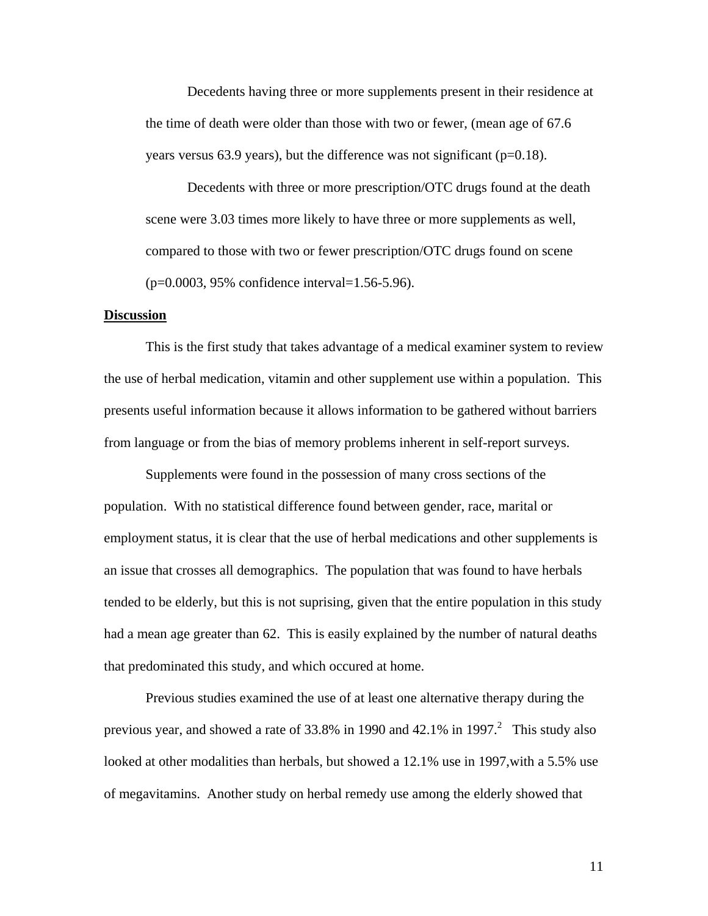Decedents having three or more supplements present in their residence at the time of death were older than those with two or fewer, (mean age of 67.6 years versus 63.9 years), but the difference was not significant (p=0.18).

Decedents with three or more prescription/OTC drugs found at the death scene were 3.03 times more likely to have three or more supplements as well, compared to those with two or fewer prescription/OTC drugs found on scene (p=0.0003, 95% confidence interval=1.56-5.96).

## Discussion

This is the first study that takes advantage of a medical examiner system to review the use of herbal medication, vitamin and other supplement use within a population. This presents useful information because it allows information to be gathered without barriers from language or from the bias of memory problems inherent in self-report surveys.

Supplements were found in the possession of many cross sections of the population. With no statistical difference found between gender, race, marital or employment status, it is clear that the use of herbal medications and other supplements is an issue that crosses all demographics. The population that was found to have herbals tended to be elderly, but this is not suprising, given that the entire population in this study had a mean age greater than 62. This is easily explained by the number of natural deaths that predominated this study, and which occured at home.

Previous studies examined the use of at least one alternative therapy during the previous year, and showed a rate of 33.8% in 1990 and 42.1% in 1997.[2] This study also looked at other modalities than herbals, but showed a 12.1% use in 1997,with a 5.5% use of megavitamins. Another study on herbal remedy use among the elderly showed that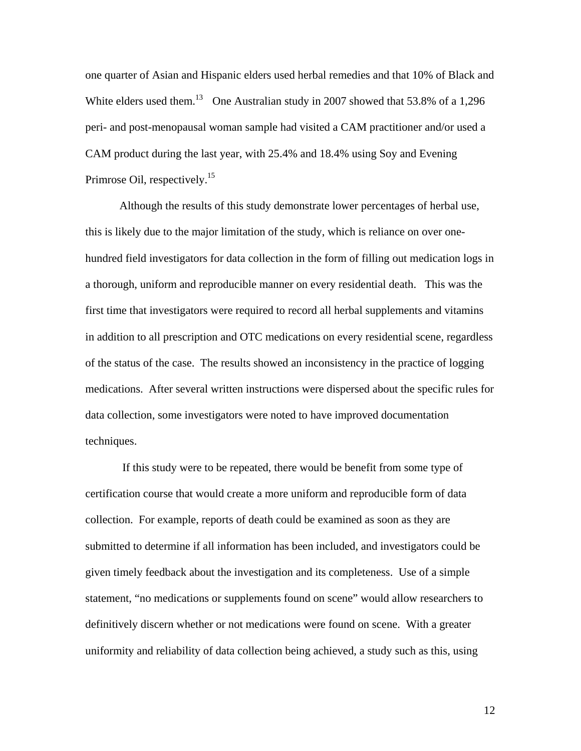one quarter of Asian and Hispanic elders used herbal remedies and that 10% of Black and White elders used them.[13] One Australian study in 2007 showed that 53.8% of a 1,296 peri- and post-menopausal woman sample had visited a CAM practitioner and/or used a CAM product during the last year, with 25.4% and 18.4% using Soy and Evening Primrose Oil, respectively.[15]

Although the results of this study demonstrate lower percentages of herbal use, this is likely due to the major limitation of the study, which is reliance on over one-hundred field investigators for data collection in the form of filling out medication logs in a thorough, uniform and reproducible manner on every residential death. This was the first time that investigators were required to record all herbal supplements and vitamins in addition to all prescription and OTC medications on every residential scene, regardless of the status of the case. The results showed an inconsistency in the practice of logging medications. After several written instructions were dispersed about the specific rules for data collection, some investigators were noted to have improved documentation techniques.

If this study were to be repeated, there would be benefit from some type of certification course that would create a more uniform and reproducible form of data collection. For example, reports of death could be examined as soon as they are submitted to determine if all information has been included, and investigators could be given timely feedback about the investigation and its completeness. Use of a simple statement, "no medications or supplements found on scene" would allow researchers to definitively discern whether or not medications were found on scene. With a greater uniformity and reliability of data collection being achieved, a study such as this, using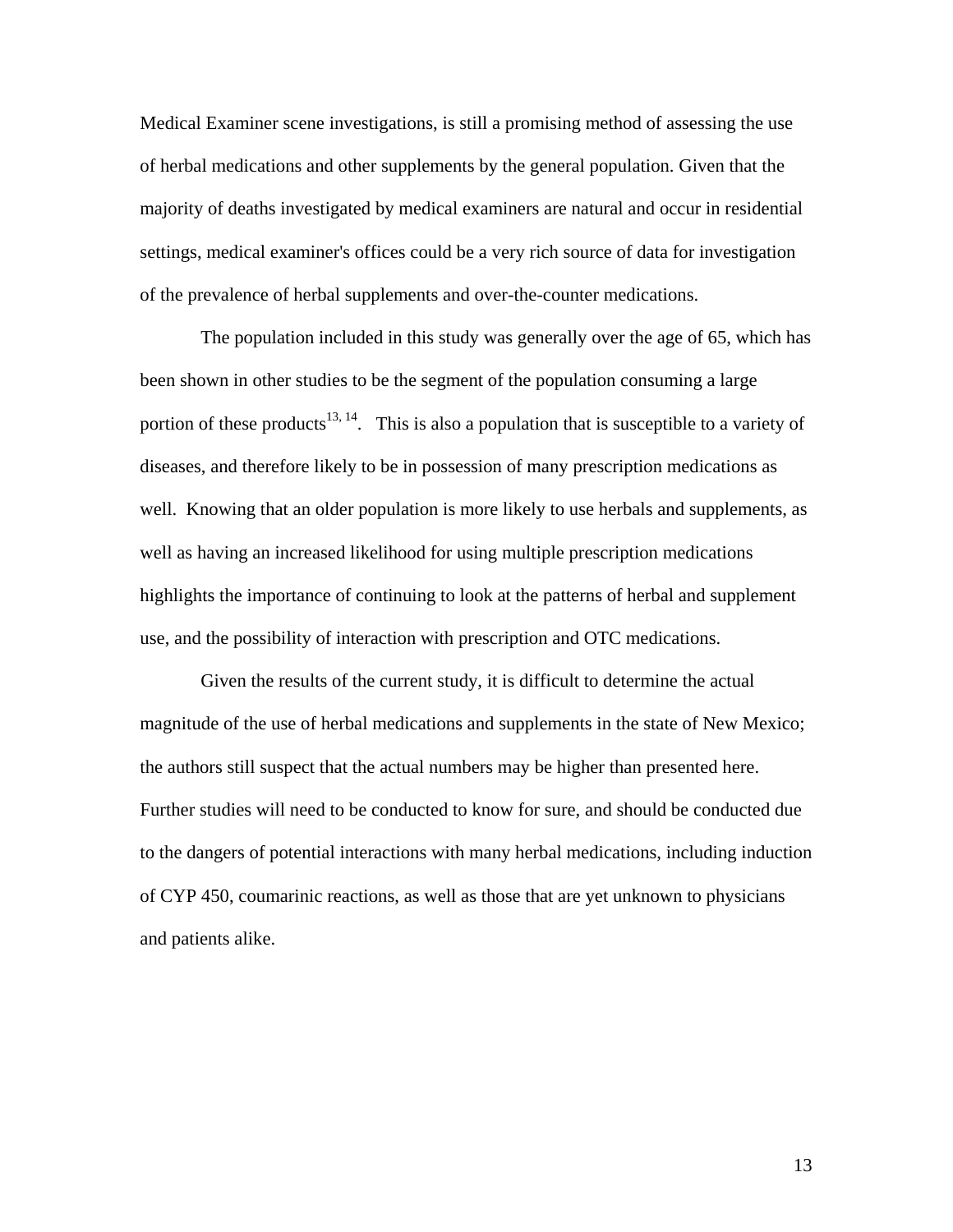Medical Examiner scene investigations, is still a promising method of assessing the use of herbal medications and other supplements by the general population. Given that the majority of deaths investigated by medical examiners are natural and occur in residential settings, medical examiner's offices could be a very rich source of data for investigation of the prevalence of herbal supplements and over-the-counter medications.

The population included in this study was generally over the age of 65, which has been shown in other studies to be the segment of the population consuming a large portion of these products[13, 14]. This is also a population that is susceptible to a variety of diseases, and therefore likely to be in possession of many prescription medications as well. Knowing that an older population is more likely to use herbals and supplements, as well as having an increased likelihood for using multiple prescription medications highlights the importance of continuing to look at the patterns of herbal and supplement use, and the possibility of interaction with prescription and OTC medications.

Given the results of the current study, it is difficult to determine the actual magnitude of the use of herbal medications and supplements in the state of New Mexico; the authors still suspect that the actual numbers may be higher than presented here. Further studies will need to be conducted to know for sure, and should be conducted due to the dangers of potential interactions with many herbal medications, including induction of CYP 450, coumarinic reactions, as well as those that are yet unknown to physicians and patients alike.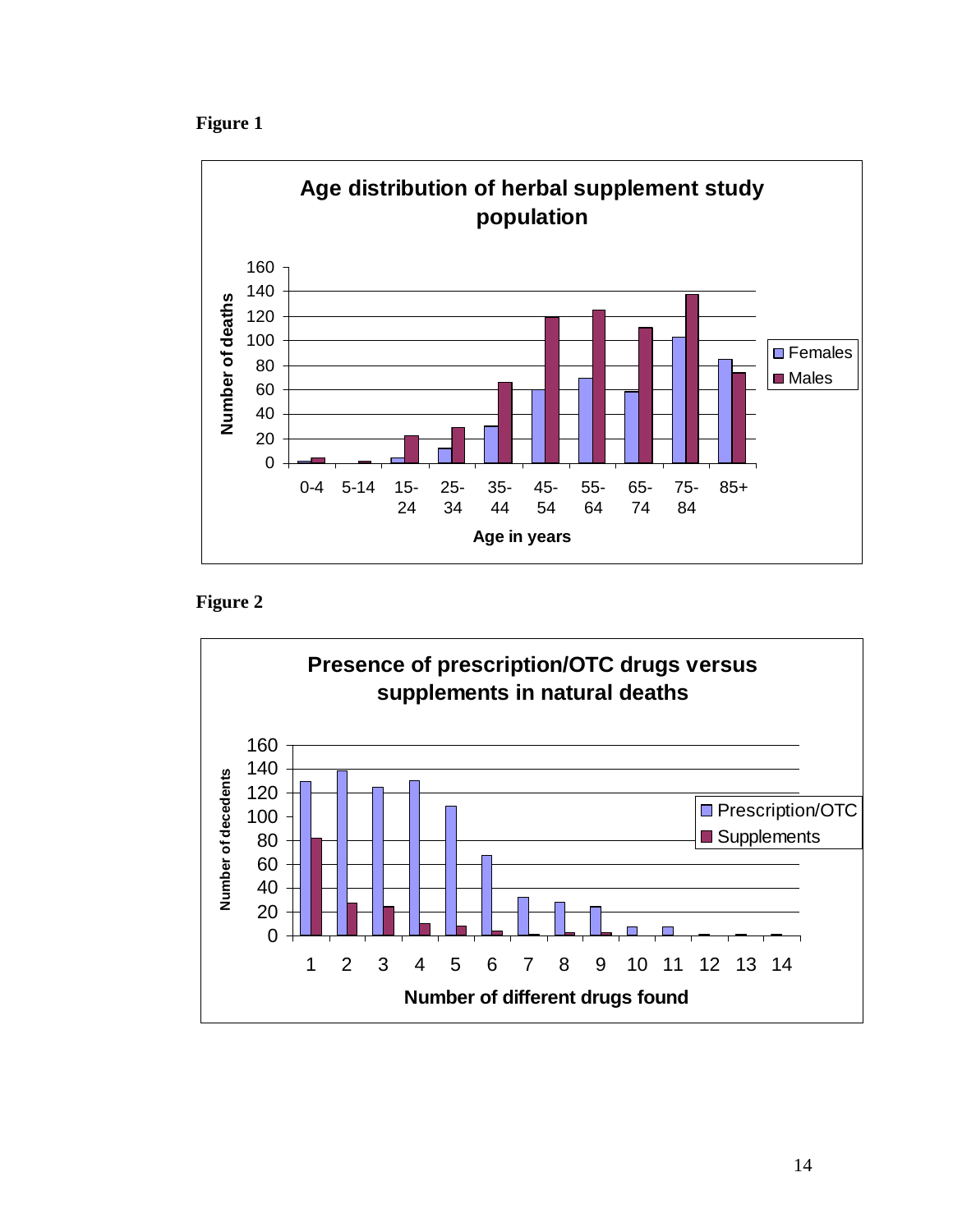**Figure 1**

**Age distribution of herbal supplement study population**

**Figure 2**

**Presence of prescription/OTC drugs versus supplements in natural deaths**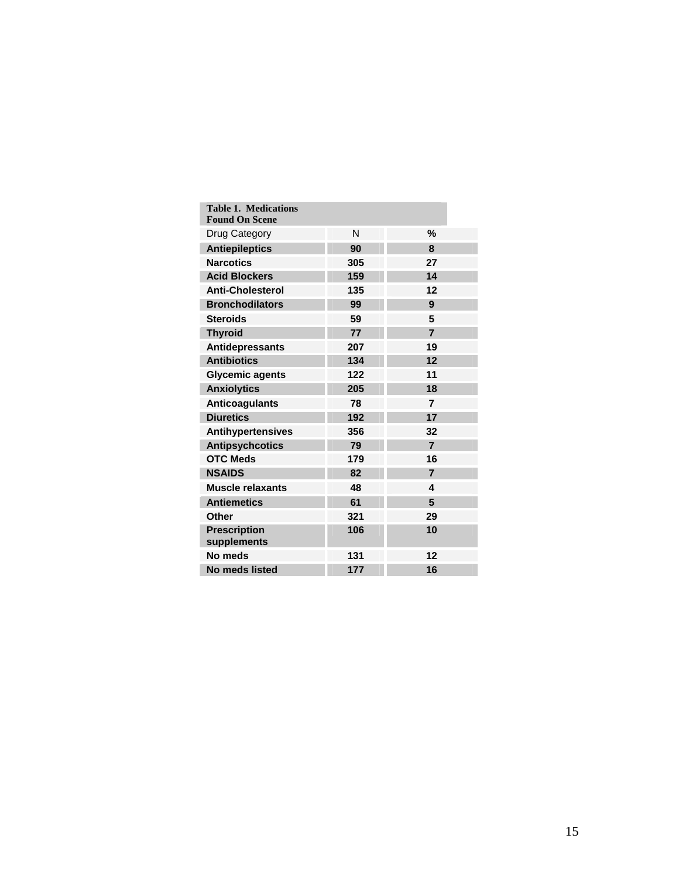**Table 1. Medications Found On Scene**

| Drug Category | N | % |
|---|---|---|
| **Antiepileptics** | **90** | **8** |
| **Narcotics** | **305** | **27** |
| **Acid Blockers** | **159** | **14** |
| **Anti-Cholesterol** | **135** | **12** |
| **Bronchodilators** | **99** | **9** |
| **Steroids** | **59** | **5** |
| **Thyroid** | **77** | **7** |
| **Antidepressants** | **207** | **19** |
| **Antibiotics** | **134** | **12** |
| **Glycemic agents** | **122** | **11** |
| **Anxiolytics** | **205** | **18** |
| **Anticoagulants** | **78** | **7** |
| **Diuretics** | **192** | **17** |
| **Antihypertensives** | **356** | **32** |
| **Antipsychcotics** | **79** | **7** |
| **OTC Meds** | **179** | **16** |
| **NSAIDS** | **82** | **7** |
| **Muscle relaxants** | **48** | **4** |
| **Antiemetics** | **61** | **5** |
| **Other** | **321** | **29** |
| **Prescription supplements** | **106** | **10** |
| **No meds** | **131** | **12** |
| **No meds listed** | **177** | **16** |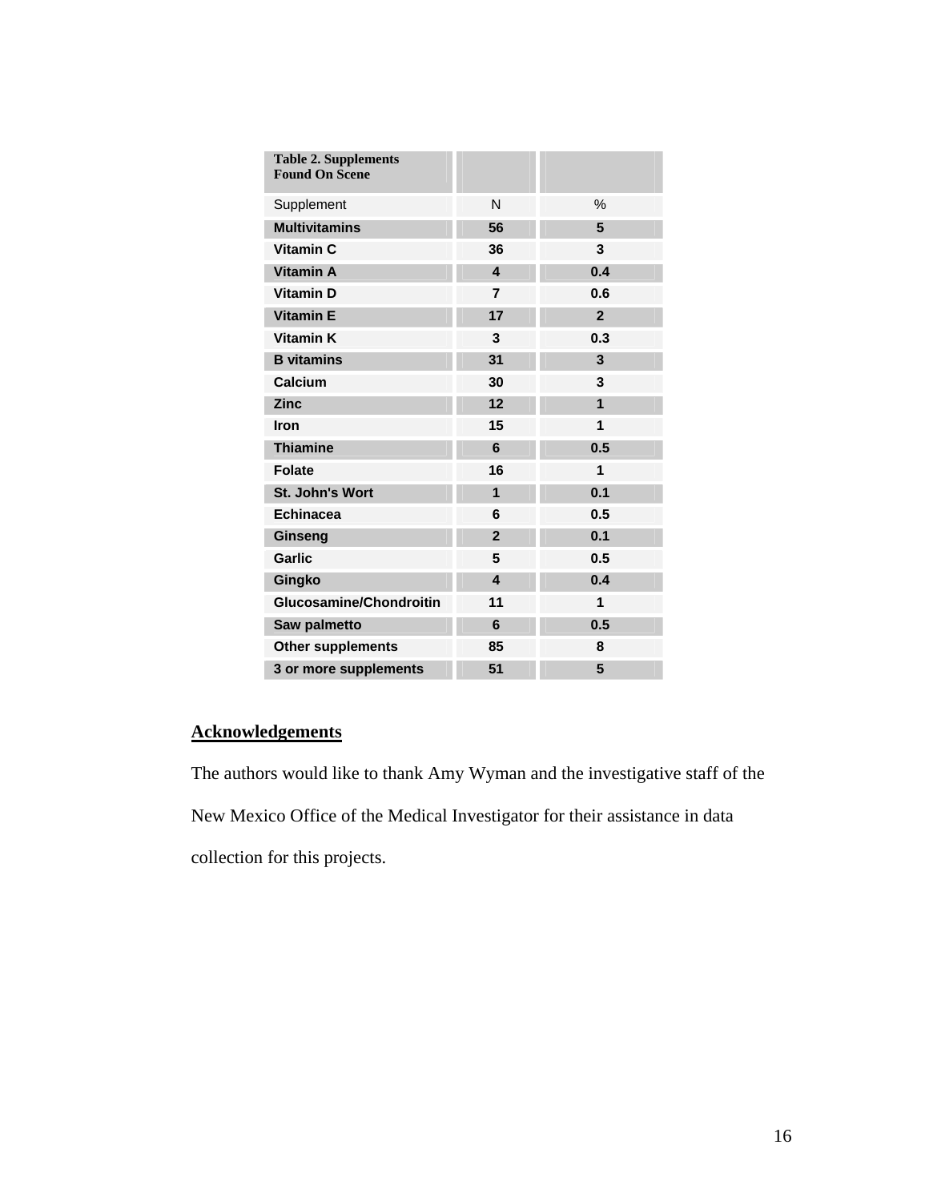| Table 2. Supplements Found On Scene | | |
|---|---|---|
| Supplement | N | % |
| **Multivitamins** | **56** | **5** |
| **Vitamin C** | **36** | **3** |
| **Vitamin A** | **4** | **0.4** |
| **Vitamin D** | **7** | **0.6** |
| **Vitamin E** | **17** | **2** |
| **Vitamin K** | **3** | **0.3** |
| **B vitamins** | **31** | **3** |
| **Calcium** | **30** | **3** |
| **Zinc** | **12** | **1** |
| **Iron** | **15** | **1** |
| **Thiamine** | **6** | **0.5** |
| **Folate** | **16** | **1** |
| **St. John's Wort** | **1** | **0.1** |
| **Echinacea** | **6** | **0.5** |
| **Ginseng** | **2** | **0.1** |
| **Garlic** | **5** | **0.5** |
| **Gingko** | **4** | **0.4** |
| **Glucosamine/Chondroitin** | **11** | **1** |
| **Saw palmetto** | **6** | **0.5** |
| **Other supplements** | **85** | **8** |
| **3 or more supplements** | **51** | **5** |

## Acknowledgements

The authors would like to thank Amy Wyman and the investigative staff of the New Mexico Office of the Medical Investigator for their assistance in data collection for this projects.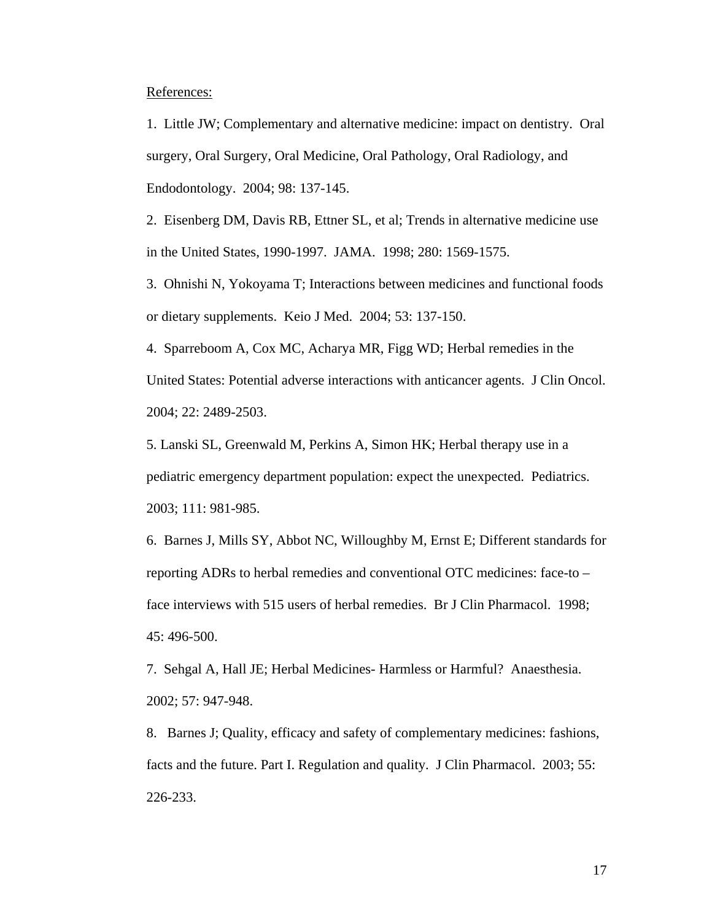References:

1. Little JW; Complementary and alternative medicine: impact on dentistry. Oral surgery, Oral Surgery, Oral Medicine, Oral Pathology, Oral Radiology, and Endodontology. 2004; 98: 137-145.

2. Eisenberg DM, Davis RB, Ettner SL, et al; Trends in alternative medicine use in the United States, 1990-1997. JAMA. 1998; 280: 1569-1575.

3. Ohnishi N, Yokoyama T; Interactions between medicines and functional foods or dietary supplements. Keio J Med. 2004; 53: 137-150.

4. Sparreboom A, Cox MC, Acharya MR, Figg WD; Herbal remedies in the United States: Potential adverse interactions with anticancer agents. J Clin Oncol. 2004; 22: 2489-2503.

5. Lanski SL, Greenwald M, Perkins A, Simon HK; Herbal therapy use in a pediatric emergency department population: expect the unexpected. Pediatrics. 2003; 111: 981-985.

6. Barnes J, Mills SY, Abbot NC, Willoughby M, Ernst E; Different standards for reporting ADRs to herbal remedies and conventional OTC medicines: face-to – face interviews with 515 users of herbal remedies. Br J Clin Pharmacol. 1998; 45: 496-500.

7. Sehgal A, Hall JE; Herbal Medicines- Harmless or Harmful? Anaesthesia. 2002; 57: 947-948.

8. Barnes J; Quality, efficacy and safety of complementary medicines: fashions, facts and the future. Part I. Regulation and quality. J Clin Pharmacol. 2003; 55: 226-233.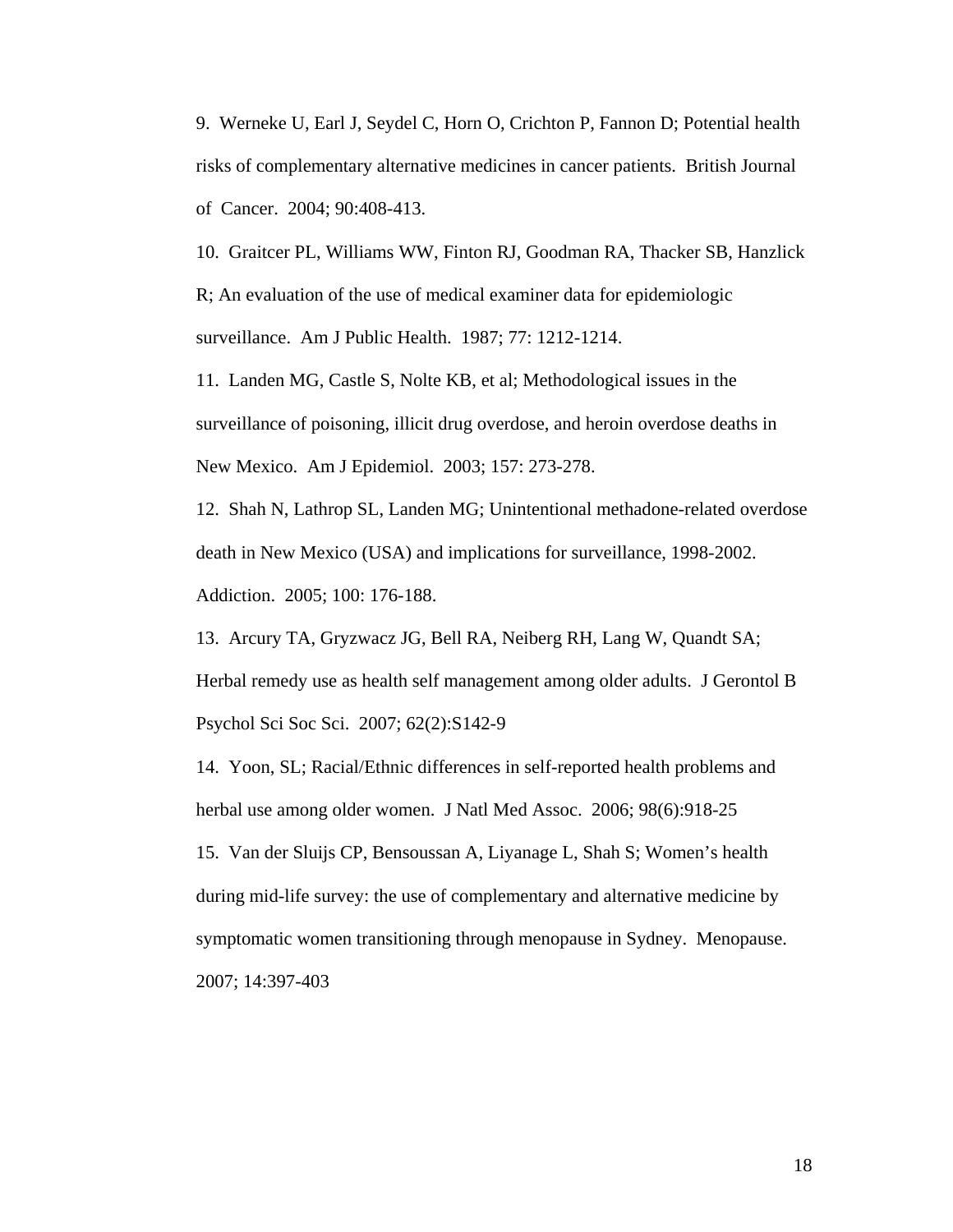9. Werneke U, Earl J, Seydel C, Horn O, Crichton P, Fannon D; Potential health risks of complementary alternative medicines in cancer patients. British Journal of Cancer. 2004; 90:408-413.

10. Graitcer PL, Williams WW, Finton RJ, Goodman RA, Thacker SB, Hanzlick R; An evaluation of the use of medical examiner data for epidemiologic surveillance. Am J Public Health. 1987; 77: 1212-1214.

11. Landen MG, Castle S, Nolte KB, et al; Methodological issues in the surveillance of poisoning, illicit drug overdose, and heroin overdose deaths in New Mexico. Am J Epidemiol. 2003; 157: 273-278.

12. Shah N, Lathrop SL, Landen MG; Unintentional methadone-related overdose death in New Mexico (USA) and implications for surveillance, 1998-2002. Addiction. 2005; 100: 176-188.

13. Arcury TA, Gryzwacz JG, Bell RA, Neiberg RH, Lang W, Quandt SA; Herbal remedy use as health self management among older adults. J Gerontol B Psychol Sci Soc Sci. 2007; 62(2):S142-9

14. Yoon, SL; Racial/Ethnic differences in self-reported health problems and herbal use among older women. J Natl Med Assoc. 2006; 98(6):918-25

15. Van der Sluijs CP, Bensoussan A, Liyanage L, Shah S; Women's health during mid-life survey: the use of complementary and alternative medicine by symptomatic women transitioning through menopause in Sydney. Menopause. 2007; 14:397-403